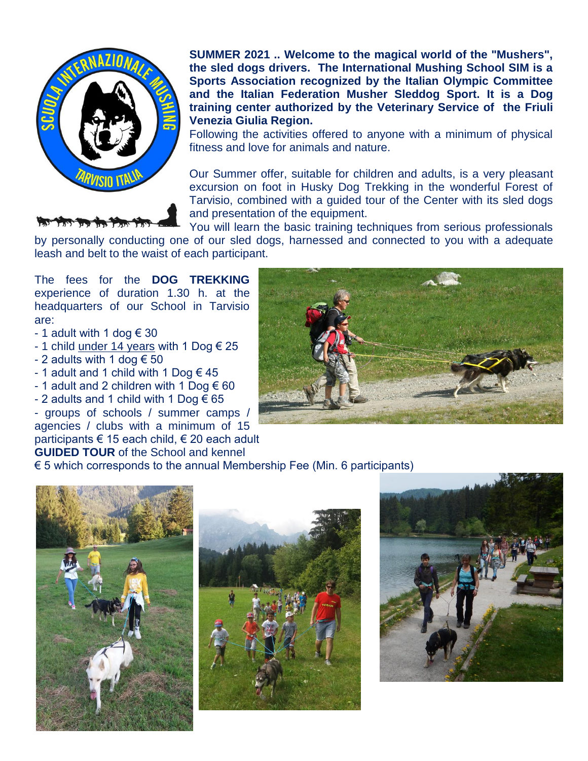**SUMMER 2021 .. Welcome to the magical world of the "Mushers", the sled dogs drivers. The International Mushing School SIM is a Sports Association recognized by the Italian Olympic Committee and the Italian Federation Musher Sleddog Sport. It is a Dog training center authorized by the Veterinary Service of the Friuli Venezia Giulia Region.**

Following the activities offered to anyone with a minimum of physical fitness and love for animals and nature.

Our Summer offer, suitable for children and adults, is a very pleasant excursion on foot in Husky Dog Trekking in the wonderful Forest of Tarvisio, combined with a guided tour of the Center with its sled dogs and presentation of the equipment.

You will learn the basic training techniques from serious professionals by personally conducting one of our sled dogs, harnessed and connected to you with a adequate leash and belt to the waist of each participant.

The fees for the **DOG TREKKING** experience of duration 1.30 h. at the headquarters of our School in Tarvisio are:

- 1 adult with 1 dog € 30
- 1 child under 14 years with 1 Dog € 25
- 2 adults with 1 dog € 50
- 1 adult and 1 child with 1 Dog € 45
- 1 adult and 2 children with 1 Dog € 60
- 2 adults and 1 child with 1 Dog € 65
- groups of schools / summer camps / agencies / clubs with a minimum of 15 participants € 15 each child, € 20 each adult

**GUIDED TOUR** of the School and kennel
€ 5 which corresponds to the annual Membership Fee (Min. 6 participants)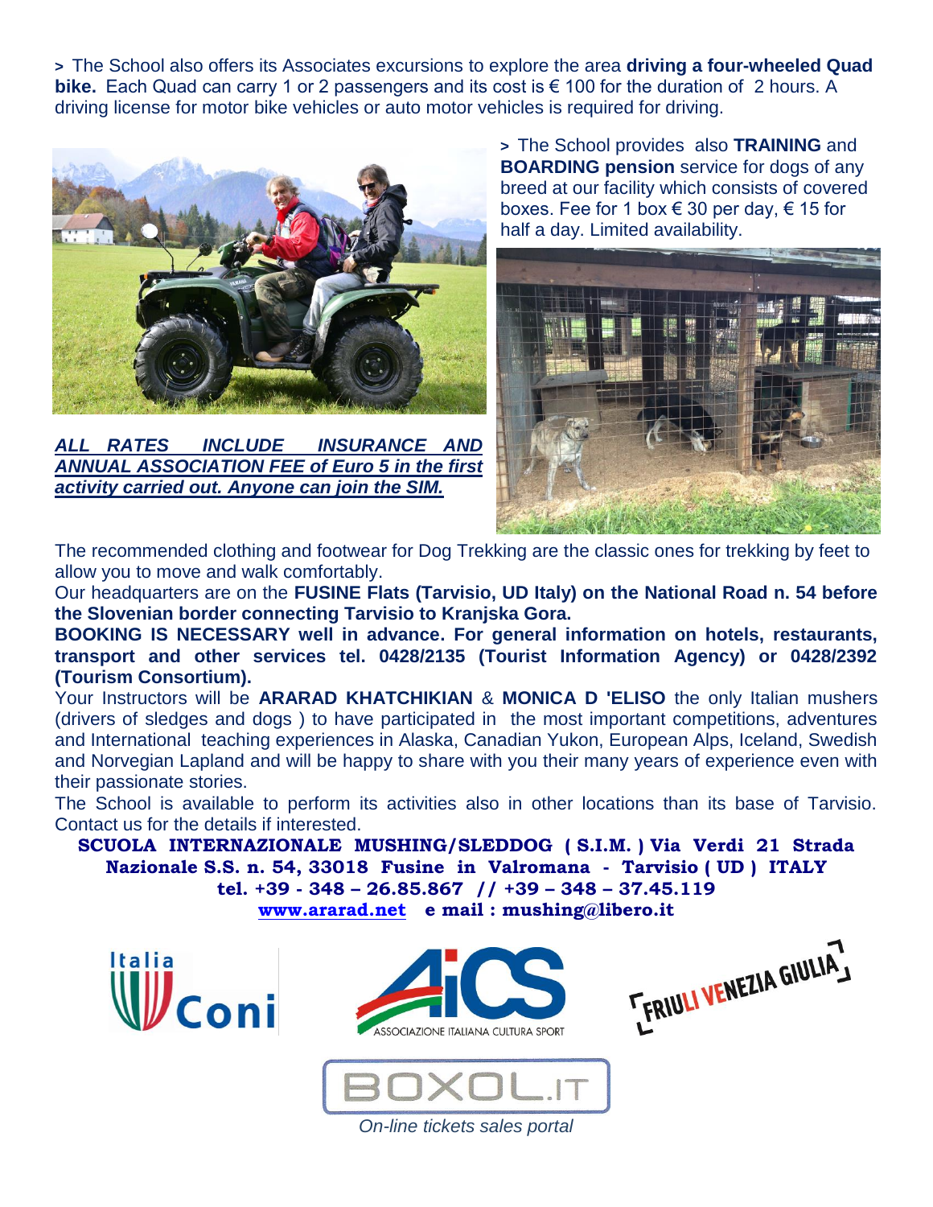> The School also offers its Associates excursions to explore the area **driving a four-wheeled Quad bike.** Each Quad can carry 1 or 2 passengers and its cost is € 100 for the duration of 2 hours. A driving license for motor bike vehicles or auto motor vehicles is required for driving.

> The School provides also **TRAINING** and **BOARDING pension** service for dogs of any breed at our facility which consists of covered boxes. Fee for 1 box € 30 per day, € 15 for half a day. Limited availability.

***ALL RATES INCLUDE INSURANCE AND ANNUAL ASSOCIATION FEE of Euro 5 in the first activity carried out. Anyone can join the SIM.***

The recommended clothing and footwear for Dog Trekking are the classic ones for trekking by feet to allow you to move and walk comfortably.

Our headquarters are on the **FUSINE Flats (Tarvisio, UD Italy) on the National Road n. 54 before the Slovenian border connecting Tarvisio to Kranjska Gora.**

**BOOKING IS NECESSARY well in advance. For general information on hotels, restaurants, transport and other services tel. 0428/2135 (Tourist Information Agency) or 0428/2392 (Tourism Consortium).**

Your Instructors will be **ARARAD KHATCHIKIAN** & **MONICA D 'ELISO** the only Italian mushers (drivers of sledges and dogs ) to have participated in the most important competitions, adventures and International teaching experiences in Alaska, Canadian Yukon, European Alps, Iceland, Swedish and Norvegian Lapland and will be happy to share with you their many years of experience even with their passionate stories.

The School is available to perform its activities also in other locations than its base of Tarvisio. Contact us for the details if interested.

**SCUOLA INTERNAZIONALE MUSHING/SLEDDOG ( S.I.M. ) Via Verdi 21 Strada Nazionale S.S. n. 54, 33018 Fusine in Valromana - Tarvisio ( UD ) ITALY**
**tel. +39 - 348 – 26.85.867 // +39 – 348 – 37.45.119**
**www.ararad.net e mail : mushing@libero.it**

Italia Coni

AICS ASSOCIAZIONE ITALIANA CULTURA SPORT

FRIULI VENEZIA GIULIA

BOXOL.IT

*On-line tickets sales portal*